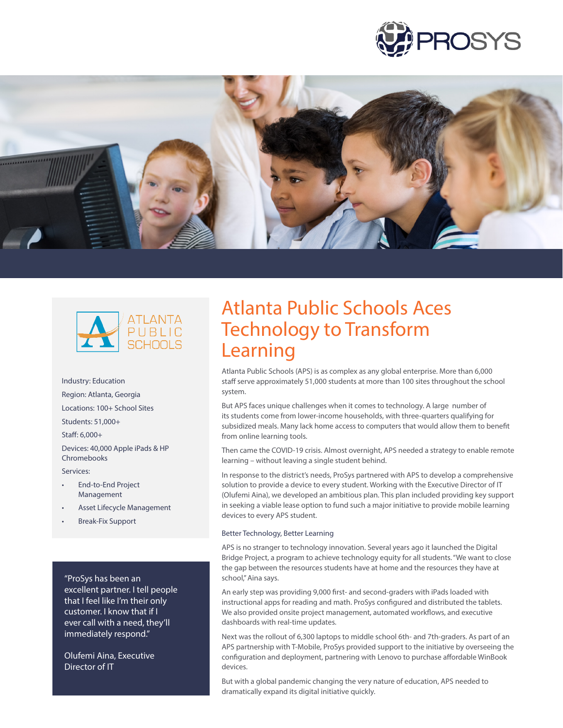# Atlanta Public Schools Aces Technology to Transform Learning

Industry: Education

Region: Atlanta, Georgia

Locations: 100+ School Sites

Students: 51,000+

Staff: 6,000+

Devices: 40,000 Apple iPads & HP Chromebooks

Services:

- End-to-End Project Management
- Asset Lifecycle Management
- Break-Fix Support

> "ProSys has been an excellent partner. I tell people that I feel like I'm their only customer. I know that if I ever call with a need, they'll immediately respond."
>
> Olufemi Aina, Executive Director of IT

Atlanta Public Schools (APS) is as complex as any global enterprise. More than 6,000 staff serve approximately 51,000 students at more than 100 sites throughout the school system.

But APS faces unique challenges when it comes to technology. A large number of its students come from lower-income households, with three-quarters qualifying for subsidized meals. Many lack home access to computers that would allow them to benefit from online learning tools.

Then came the COVID-19 crisis. Almost overnight, APS needed a strategy to enable remote learning – without leaving a single student behind.

In response to the district's needs, ProSys partnered with APS to develop a comprehensive solution to provide a device to every student. Working with the Executive Director of IT (Olufemi Aina), we developed an ambitious plan. This plan included providing key support in seeking a viable lease option to fund such a major initiative to provide mobile learning devices to every APS student.

## Better Technology, Better Learning

APS is no stranger to technology innovation. Several years ago it launched the Digital Bridge Project, a program to achieve technology equity for all students. "We want to close the gap between the resources students have at home and the resources they have at school," Aina says.

An early step was providing 9,000 first- and second-graders with iPads loaded with instructional apps for reading and math. ProSys configured and distributed the tablets. We also provided onsite project management, automated workflows, and executive dashboards with real-time updates.

Next was the rollout of 6,300 laptops to middle school 6th- and 7th-graders. As part of an APS partnership with T-Mobile, ProSys provided support to the initiative by overseeing the configuration and deployment, partnering with Lenovo to purchase affordable WinBook devices.

But with a global pandemic changing the very nature of education, APS needed to dramatically expand its digital initiative quickly.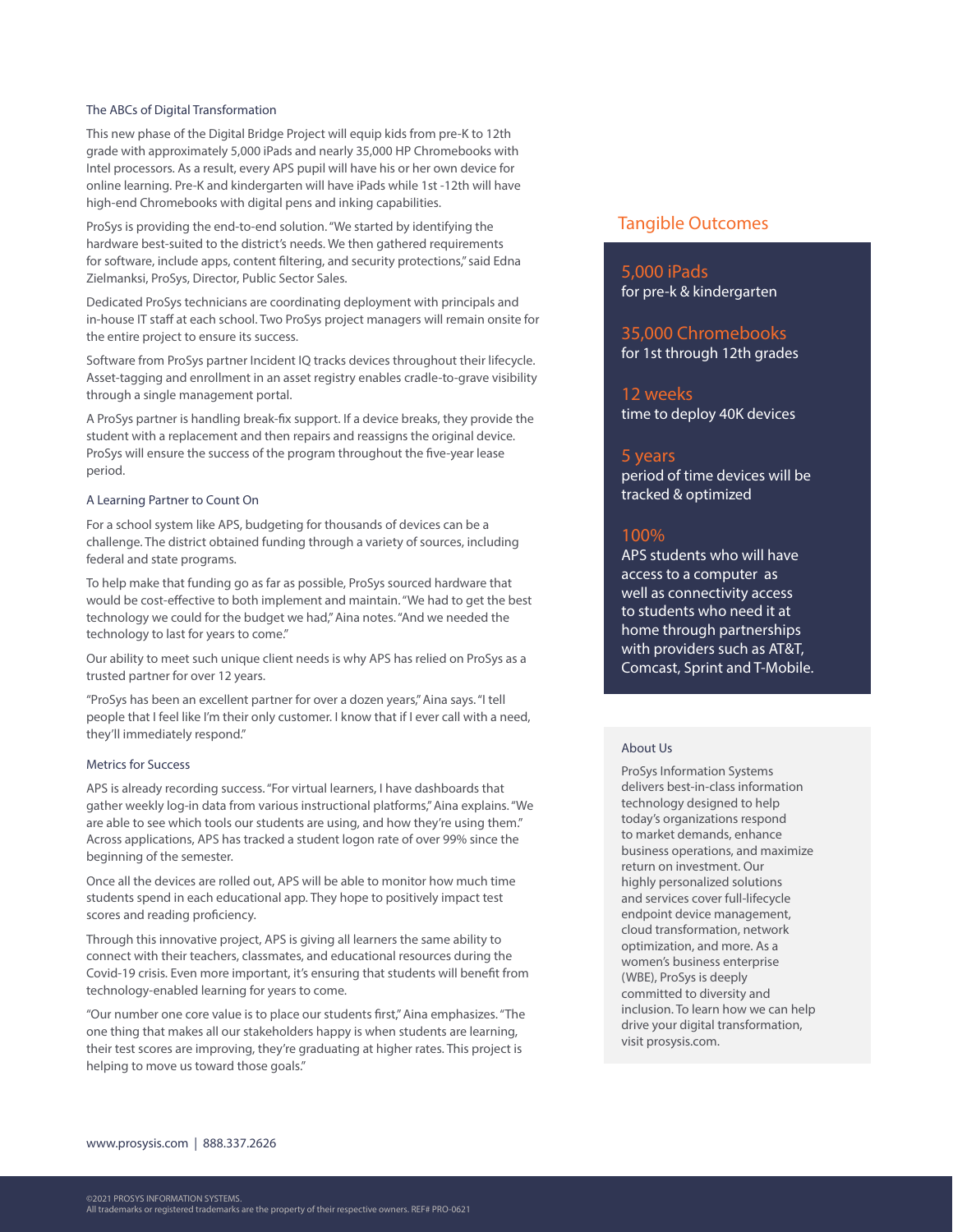## The ABCs of Digital Transformation

This new phase of the Digital Bridge Project will equip kids from pre-K to 12th grade with approximately 5,000 iPads and nearly 35,000 HP Chromebooks with Intel processors. As a result, every APS pupil will have his or her own device for online learning. Pre-K and kindergarten will have iPads while 1st -12th will have high-end Chromebooks with digital pens and inking capabilities.

ProSys is providing the end-to-end solution. "We started by identifying the hardware best-suited to the district's needs. We then gathered requirements for software, include apps, content filtering, and security protections," said Edna Zielmanksi, ProSys, Director, Public Sector Sales.

Dedicated ProSys technicians are coordinating deployment with principals and in-house IT staff at each school. Two ProSys project managers will remain onsite for the entire project to ensure its success.

Software from ProSys partner Incident IQ tracks devices throughout their lifecycle. Asset-tagging and enrollment in an asset registry enables cradle-to-grave visibility through a single management portal.

A ProSys partner is handling break-fix support. If a device breaks, they provide the student with a replacement and then repairs and reassigns the original device. ProSys will ensure the success of the program throughout the five-year lease period.

## A Learning Partner to Count On

For a school system like APS, budgeting for thousands of devices can be a challenge. The district obtained funding through a variety of sources, including federal and state programs.

To help make that funding go as far as possible, ProSys sourced hardware that would be cost-effective to both implement and maintain. "We had to get the best technology we could for the budget we had," Aina notes. "And we needed the technology to last for years to come."

Our ability to meet such unique client needs is why APS has relied on ProSys as a trusted partner for over 12 years.

"ProSys has been an excellent partner for over a dozen years," Aina says. "I tell people that I feel like I'm their only customer. I know that if I ever call with a need, they'll immediately respond."

## Metrics for Success

APS is already recording success. "For virtual learners, I have dashboards that gather weekly log-in data from various instructional platforms," Aina explains. "We are able to see which tools our students are using, and how they're using them." Across applications, APS has tracked a student logon rate of over 99% since the beginning of the semester.

Once all the devices are rolled out, APS will be able to monitor how much time students spend in each educational app. They hope to positively impact test scores and reading proficiency.

Through this innovative project, APS is giving all learners the same ability to connect with their teachers, classmates, and educational resources during the Covid-19 crisis. Even more important, it's ensuring that students will benefit from technology-enabled learning for years to come.

"Our number one core value is to place our students first," Aina emphasizes. "The one thing that makes all our stakeholders happy is when students are learning, their test scores are improving, they're graduating at higher rates. This project is helping to move us toward those goals."

## Tangible Outcomes

**5,000 iPads**
for pre-k & kindergarten

**35,000 Chromebooks**
for 1st through 12th grades

**12 weeks**
time to deploy 40K devices

**5 years**
period of time devices will be tracked & optimized

**100%**
APS students who will have access to a computer as well as connectivity access to students who need it at home through partnerships with providers such as AT&T, Comcast, Sprint and T-Mobile.

### About Us

ProSys Information Systems delivers best-in-class information technology designed to help today's organizations respond to market demands, enhance business operations, and maximize return on investment. Our highly personalized solutions and services cover full-lifecycle endpoint device management, cloud transformation, network optimization, and more. As a women's business enterprise (WBE), ProSys is deeply committed to diversity and inclusion. To learn how we can help drive your digital transformation, visit prosysis.com.

www.prosysis.com | 888.337.2626

©2021 PROSYS INFORMATION SYSTEMS.
All trademarks or registered trademarks are the property of their respective owners. REF# PRO-0621